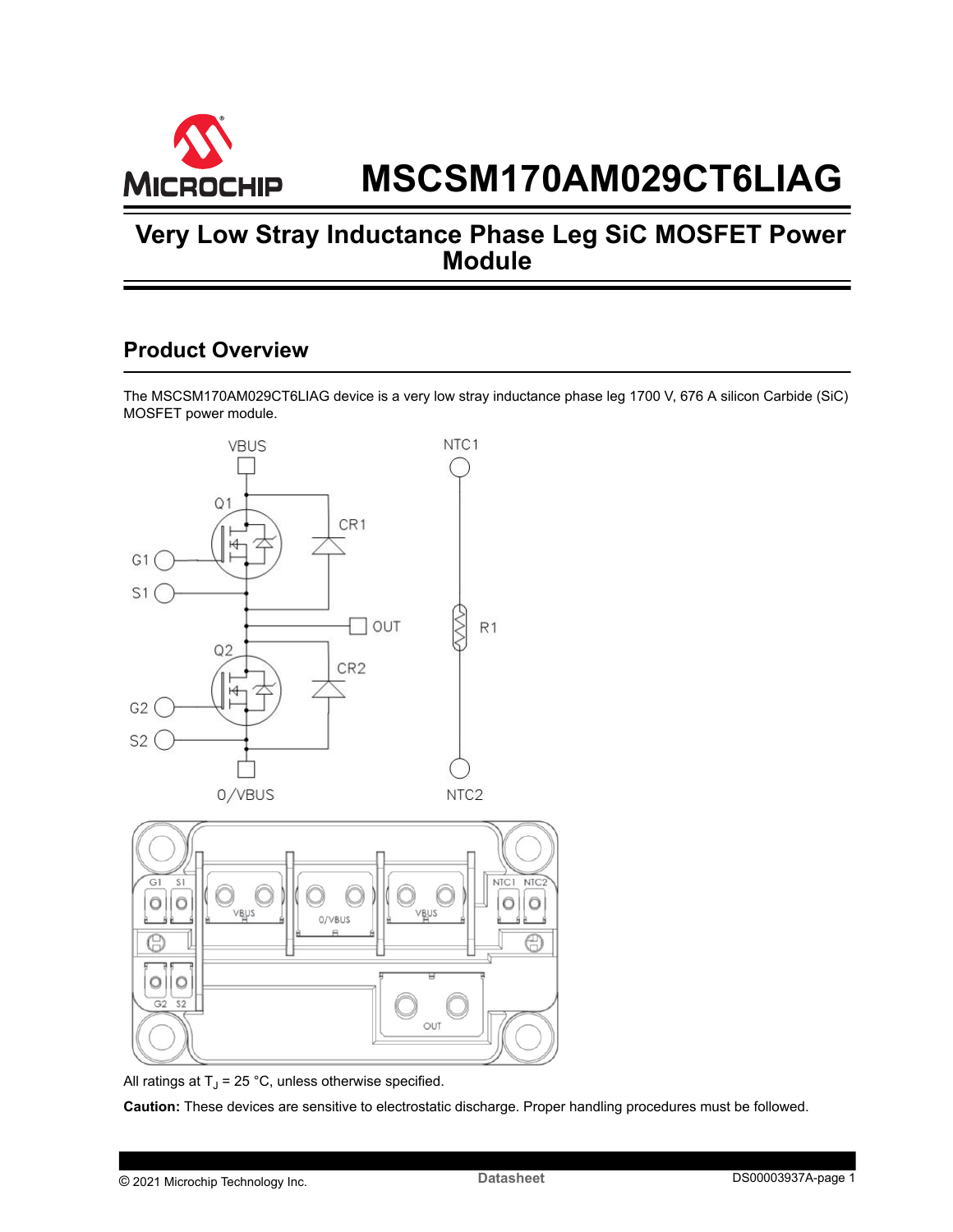# MSCSM170AM029CT6LIAG

## Very Low Stray Inductance Phase Leg SiC MOSFET Power Module

## Product Overview

The MSCSM170AM029CT6LIAG device is a very low stray inductance phase leg 1700 V, 676 A silicon Carbide (SiC) MOSFET power module.

All ratings at $T_J$ = 25 °C, unless otherwise specified.

**Caution:** These devices are sensitive to electrostatic discharge. Proper handling procedures must be followed.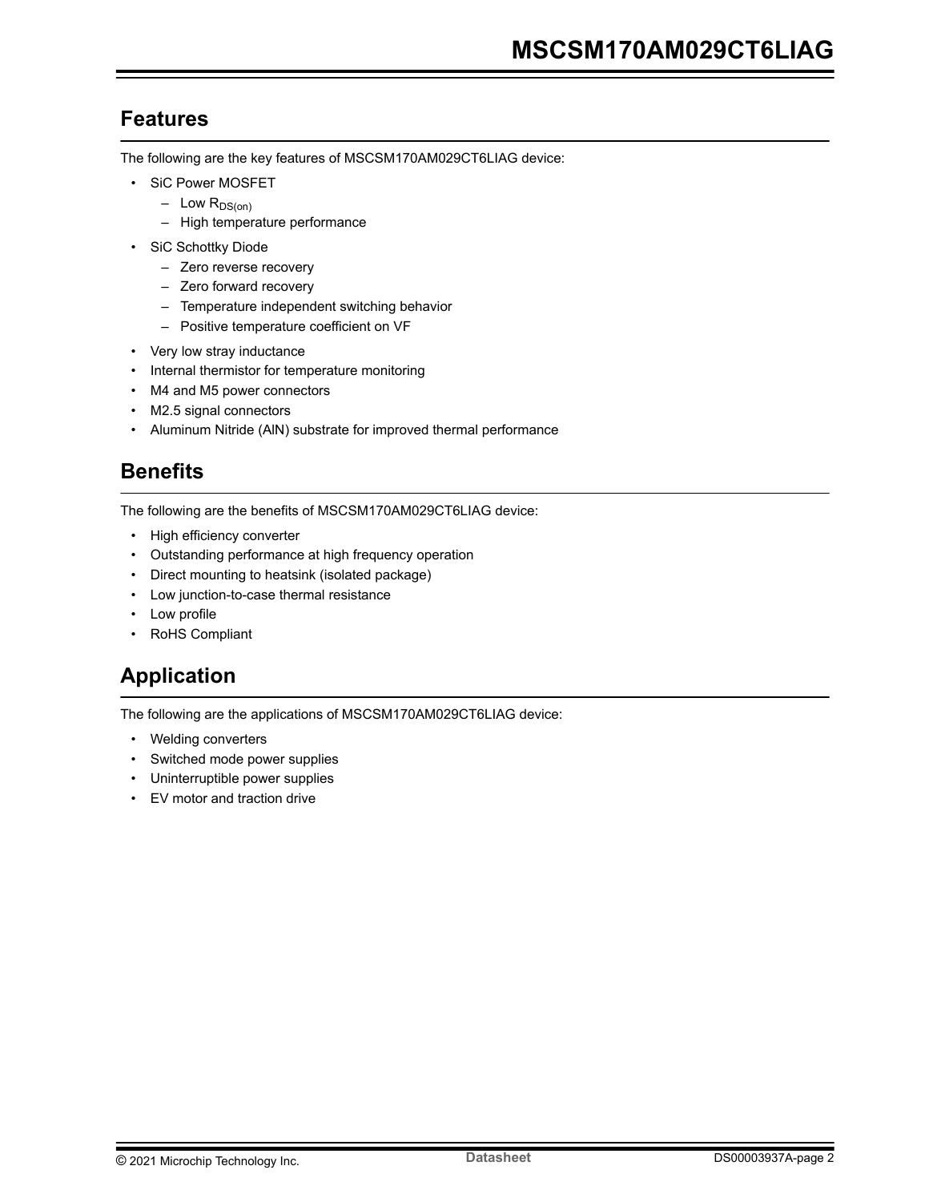## Features

The following are the key features of MSCSM170AM029CT6LIAG device:

- SiC Power MOSFET
  - Low $R_{DS(on)}$
  - High temperature performance
- SiC Schottky Diode
  - Zero reverse recovery
  - Zero forward recovery
  - Temperature independent switching behavior
  - Positive temperature coefficient on VF
- Very low stray inductance
- Internal thermistor for temperature monitoring
- M4 and M5 power connectors
- M2.5 signal connectors
- Aluminum Nitride (AlN) substrate for improved thermal performance

## Benefits

The following are the benefits of MSCSM170AM029CT6LIAG device:

- High efficiency converter
- Outstanding performance at high frequency operation
- Direct mounting to heatsink (isolated package)
- Low junction-to-case thermal resistance
- Low profile
- RoHS Compliant

## Application

The following are the applications of MSCSM170AM029CT6LIAG device:

- Welding converters
- Switched mode power supplies
- Uninterruptible power supplies
- EV motor and traction drive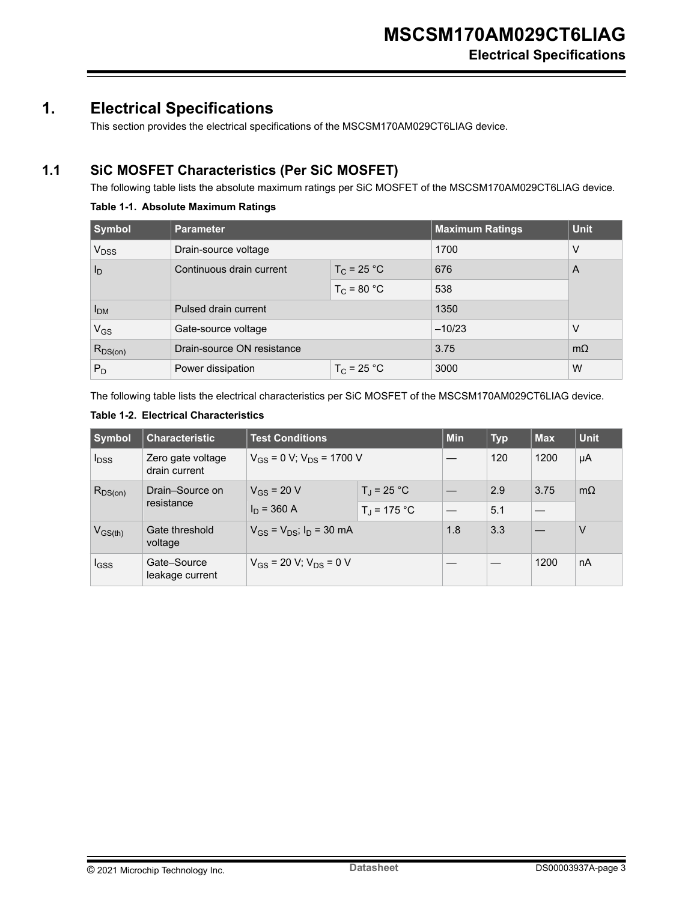# 1. Electrical Specifications

This section provides the electrical specifications of the MSCSM170AM029CT6LIAG device.

## 1.1 SiC MOSFET Characteristics (Per SiC MOSFET)

The following table lists the absolute maximum ratings per SiC MOSFET of the MSCSM170AM029CT6LIAG device.

**Table 1-1. Absolute Maximum Ratings**

| Symbol | Parameter | | Maximum Ratings | Unit |
|---|---|---|---|---|
| $V_{DSS}$ | Drain-source voltage | | 1700 | V |
| $I_D$ | Continuous drain current | $T_C$ = 25 °C | 676 | A |
| | | $T_C$ = 80 °C | 538 | |
| $I_{DM}$ | Pulsed drain current | | 1350 | |
| $V_{GS}$ | Gate-source voltage | | –10/23 | V |
| $R_{DS(on)}$ | Drain-source ON resistance | | 3.75 | mΩ |
| $P_D$ | Power dissipation | $T_C$ = 25 °C | 3000 | W |

The following table lists the electrical characteristics per SiC MOSFET of the MSCSM170AM029CT6LIAG device.

**Table 1-2. Electrical Characteristics**

| Symbol | Characteristic | Test Conditions | | Min | Typ | Max | Unit |
|---|---|---|---|---|---|---|---|
| $I_{DSS}$ | Zero gate voltage drain current | $V_{GS}$ = 0 V; $V_{DS}$ = 1700 V | | — | 120 | 1200 | µA |
| $R_{DS(on)}$ | Drain–Source on resistance | $V_{GS}$ = 20 V | $T_J$ = 25 °C | — | 2.9 | 3.75 | mΩ |
| | | $I_D$ = 360 A | $T_J$ = 175 °C | — | 5.1 | — | |
| $V_{GS(th)}$ | Gate threshold voltage | $V_{GS}$ = $V_{DS}$; $I_D$ = 30 mA | | 1.8 | 3.3 | — | V |
| $I_{GSS}$ | Gate–Source leakage current | $V_{GS}$ = 20 V; $V_{DS}$ = 0 V | | — | — | 1200 | nA |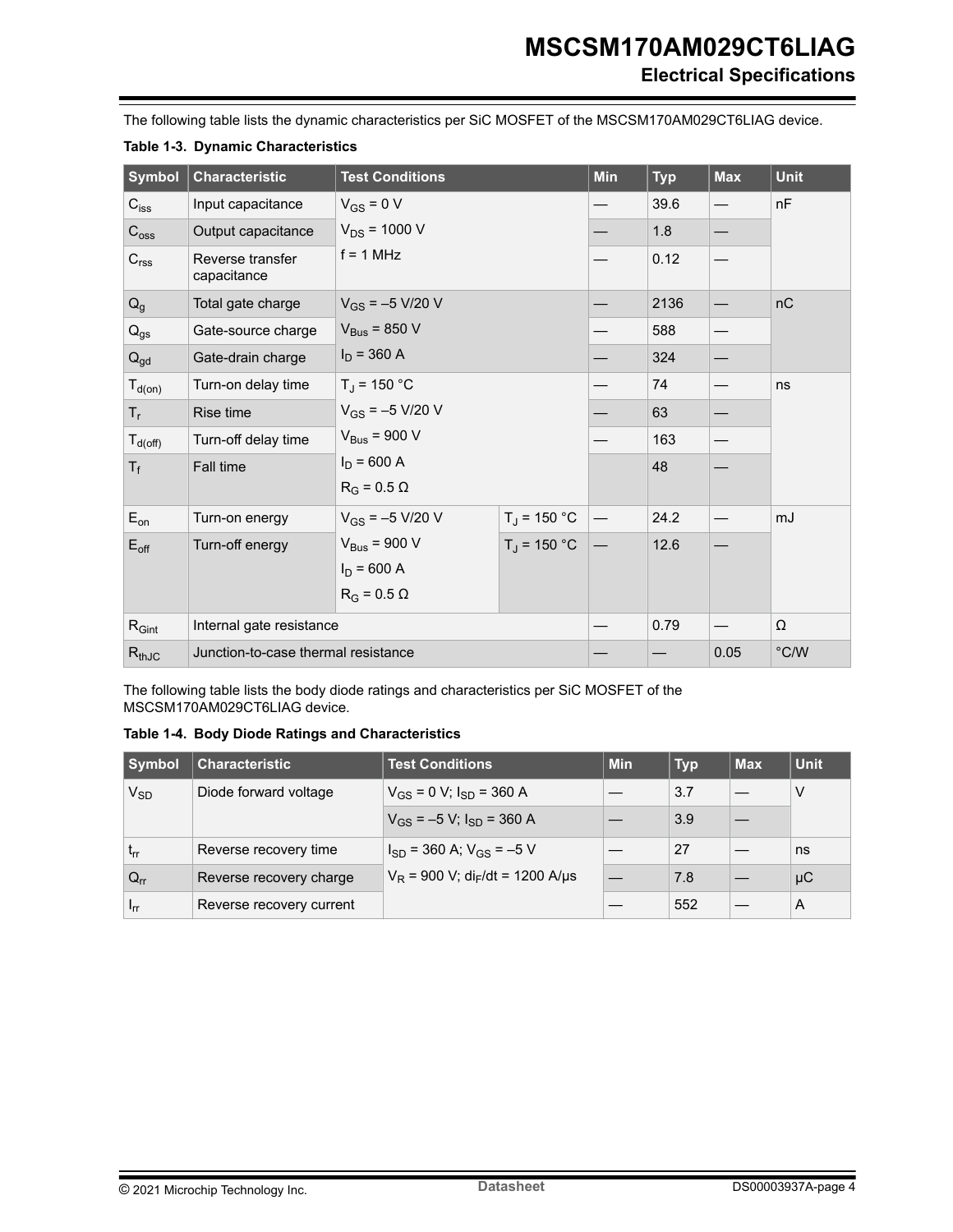The following table lists the dynamic characteristics per SiC MOSFET of the MSCSM170AM029CT6LIAG device.

**Table 1-3. Dynamic Characteristics**

| Symbol | Characteristic | Test Conditions | | Min | Typ | Max | Unit |
|---|---|---|---|---|---|---|---|
| $C_{iss}$ | Input capacitance | $V_{GS}$ = 0 V<br>$V_{DS}$ = 1000 V<br>f = 1 MHz | | — | 39.6 | — | nF |
| $C_{oss}$ | Output capacitance | | | — | 1.8 | — | |
| $C_{rss}$ | Reverse transfer capacitance | | | — | 0.12 | — | |
| $Q_g$ | Total gate charge | $V_{GS}$ = –5 V/20 V<br>$V_{Bus}$ = 850 V<br>$I_D$ = 360 A | | — | 2136 | — | nC |
| $Q_{gs}$ | Gate-source charge | | | — | 588 | — | |
| $Q_{gd}$ | Gate-drain charge | | | — | 324 | — | |
| $T_{d(on)}$ | Turn-on delay time | $T_J$ = 150 °C<br>$V_{GS}$ = –5 V/20 V<br>$V_{Bus}$ = 900 V<br>$I_D$ = 600 A<br>$R_G$ = 0.5 Ω | | — | 74 | — | ns |
| $T_r$ | Rise time | | | — | 63 | — | |
| $T_{d(off)}$ | Turn-off delay time | | | — | 163 | — | |
| $T_f$ | Fall time | | | | 48 | — | |
| $E_{on}$ | Turn-on energy | $V_{GS}$ = –5 V/20 V<br>$V_{Bus}$ = 900 V<br>$I_D$ = 600 A<br>$R_G$ = 0.5 Ω | $T_J$ = 150 °C | — | 24.2 | — | mJ |
| $E_{off}$ | Turn-off energy | | $T_J$ = 150 °C | — | 12.6 | — | |
| $R_{Gint}$ | Internal gate resistance | | | — | 0.79 | — | Ω |
| $R_{thJC}$ | Junction-to-case thermal resistance | | | — | — | 0.05 | °C/W |

The following table lists the body diode ratings and characteristics per SiC MOSFET of the MSCSM170AM029CT6LIAG device.

**Table 1-4. Body Diode Ratings and Characteristics**

| Symbol | Characteristic | Test Conditions | Min | Typ | Max | Unit |
|---|---|---|---|---|---|---|
| $V_{SD}$ | Diode forward voltage | $V_{GS}$ = 0 V; $I_{SD}$ = 360 A | — | 3.7 | — | V |
| | | $V_{GS}$ = –5 V; $I_{SD}$ = 360 A | — | 3.9 | — | |
| $t_{rr}$ | Reverse recovery time | $I_{SD}$ = 360 A; $V_{GS}$ = –5 V<br>$V_R$ = 900 V; $di_F/dt$ = 1200 A/µs | — | 27 | — | ns |
| $Q_{rr}$ | Reverse recovery charge | | — | 7.8 | — | µC |
| $I_{rr}$ | Reverse recovery current | | — | 552 | — | A |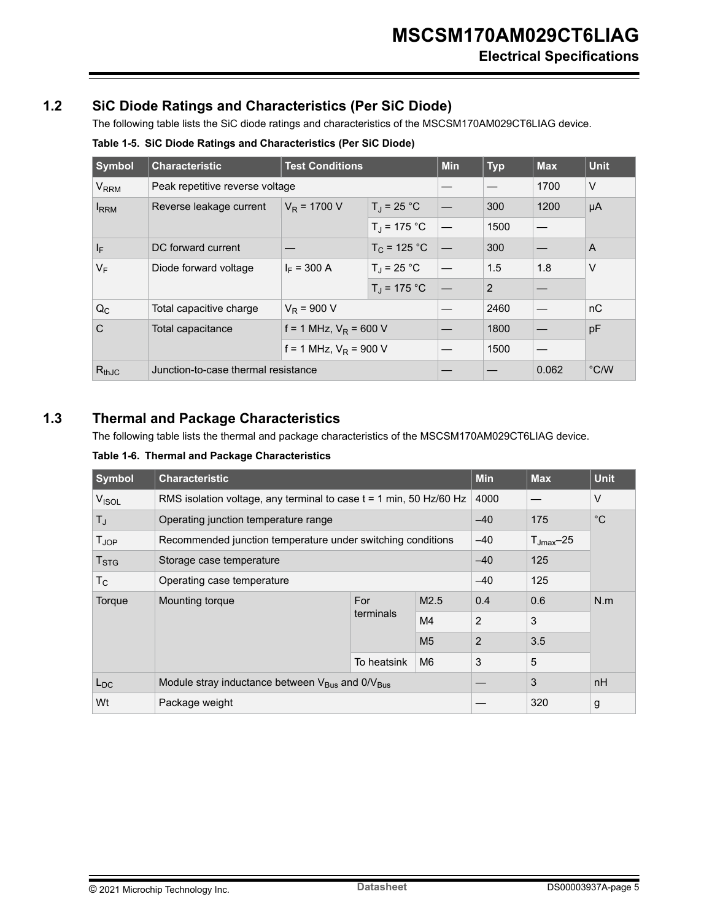## 1.2 SiC Diode Ratings and Characteristics (Per SiC Diode)

The following table lists the SiC diode ratings and characteristics of the MSCSM170AM029CT6LIAG device.

**Table 1-5. SiC Diode Ratings and Characteristics (Per SiC Diode)**

| Symbol | Characteristic | Test Conditions | | Min | Typ | Max | Unit |
|---|---|---|---|---|---|---|---|
| $V_{RRM}$ | Peak repetitive reverse voltage | | | — | — | 1700 | V |
| $I_{RRM}$ | Reverse leakage current | $V_R$ = 1700 V | $T_J$ = 25 °C | — | 300 | 1200 | µA |
| | | | $T_J$ = 175 °C | — | 1500 | — | |
| $I_F$ | DC forward current | — | $T_C$ = 125 °C | — | 300 | — | A |
| $V_F$ | Diode forward voltage | $I_F$ = 300 A | $T_J$ = 25 °C | — | 1.5 | 1.8 | V |
| | | | $T_J$ = 175 °C | — | 2 | — | |
| $Q_C$ | Total capacitive charge | $V_R$ = 900 V | | — | 2460 | — | nC |
| C | Total capacitance | f = 1 MHz, $V_R$ = 600 V | | — | 1800 | — | pF |
| | | f = 1 MHz, $V_R$ = 900 V | | — | 1500 | — | |
| $R_{thJC}$ | Junction-to-case thermal resistance | | | — | — | 0.062 | °C/W |

## 1.3 Thermal and Package Characteristics

The following table lists the thermal and package characteristics of the MSCSM170AM029CT6LIAG device.

**Table 1-6. Thermal and Package Characteristics**

| Symbol | Characteristic | | | Min | Max | Unit |
|---|---|---|---|---|---|---|
| $V_{ISOL}$ | RMS isolation voltage, any terminal to case t = 1 min, 50 Hz/60 Hz | | | 4000 | — | V |
| $T_J$ | Operating junction temperature range | | | –40 | 175 | °C |
| $T_{JOP}$ | Recommended junction temperature under switching conditions | | | –40 | $T_{Jmax}$–25 | |
| $T_{STG}$ | Storage case temperature | | | –40 | 125 | |
| $T_C$ | Operating case temperature | | | –40 | 125 | |
| Torque | Mounting torque | For terminals | M2.5 | 0.4 | 0.6 | N.m |
| | | | M4 | 2 | 3 | |
| | | | M5 | 2 | 3.5 | |
| | | To heatsink | M6 | 3 | 5 | |
| $L_{DC}$ | Module stray inductance between $V_{Bus}$ and $0/V_{Bus}$ | | | — | 3 | nH |
| Wt | Package weight | | | — | 320 | g |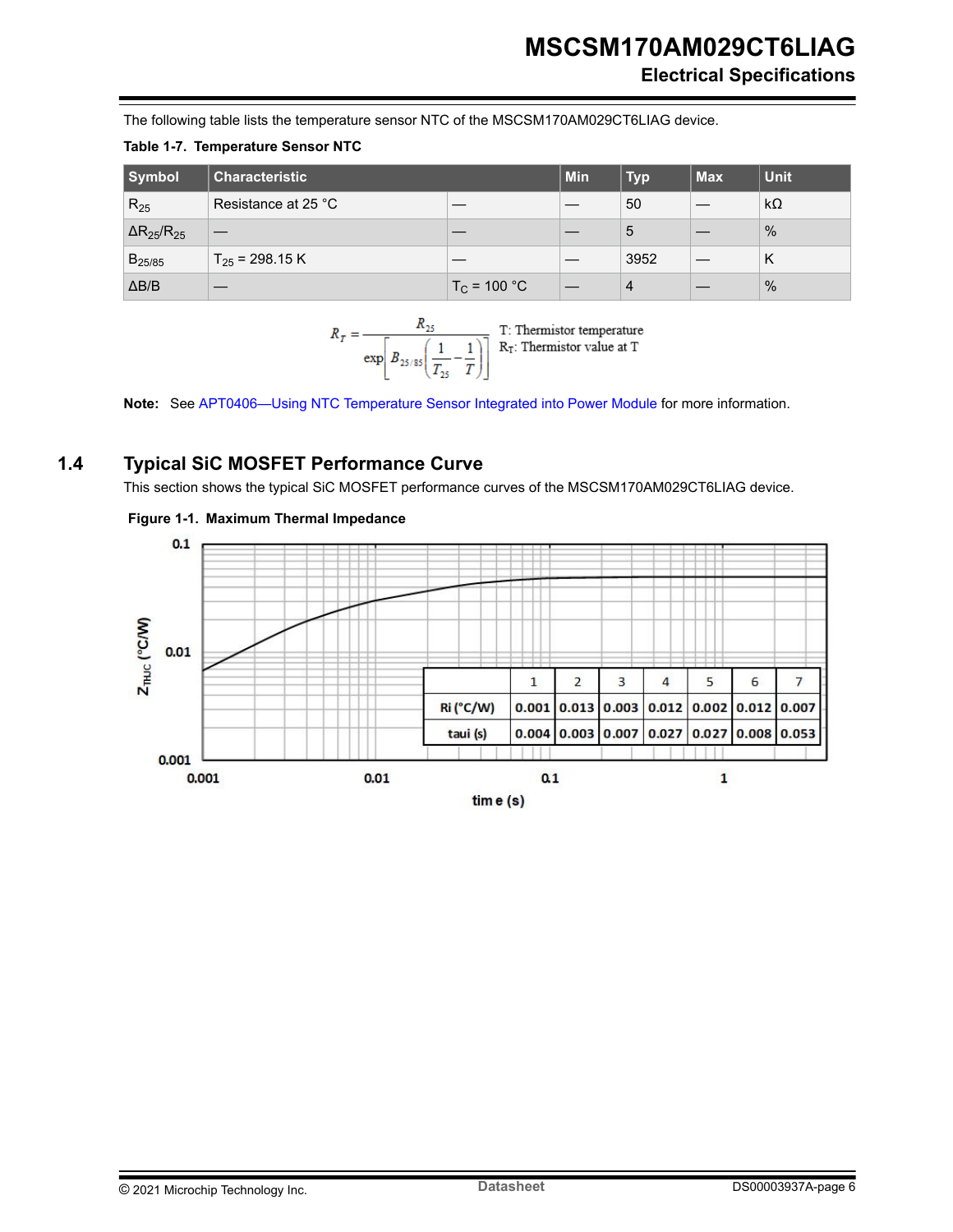The following table lists the temperature sensor NTC of the MSCSM170AM029CT6LIAG device.

**Table 1-7. Temperature Sensor NTC**

| Symbol | Characteristic | | Min | Typ | Max | Unit |
|---|---|---|---|---|---|---|
| $R_{25}$ | Resistance at 25 °C | — | — | 50 | — | kΩ |
| $\Delta R_{25}/R_{25}$ | — | — | — | 5 | — | % |
| $B_{25/85}$ | $T_{25}$ = 298.15 K | — | — | 3952 | — | K |
| $\Delta B/B$ | — | $T_C$ = 100 °C | — | 4 | — | % |

$$R_T = \frac{R_{25}}{\exp\left[B_{25/85}\left(\frac{1}{T_{25}} - \frac{1}{T}\right)\right]}$$

T: Thermistor temperature
$R_T$: Thermistor value at T

**Note:** See APT0406—Using NTC Temperature Sensor Integrated into Power Module for more information.

## 1.4 Typical SiC MOSFET Performance Curve

This section shows the typical SiC MOSFET performance curves of the MSCSM170AM029CT6LIAG device.

**Figure 1-1. Maximum Thermal Impedance**

| | 1 | 2 | 3 | 4 | 5 | 6 | 7 |
|---|---|---|---|---|---|---|---|
| Ri (°C/W) | 0.001 | 0.013 | 0.003 | 0.012 | 0.002 | 0.012 | 0.007 |
| taui (s) | 0.004 | 0.003 | 0.007 | 0.027 | 0.027 | 0.008 | 0.053 |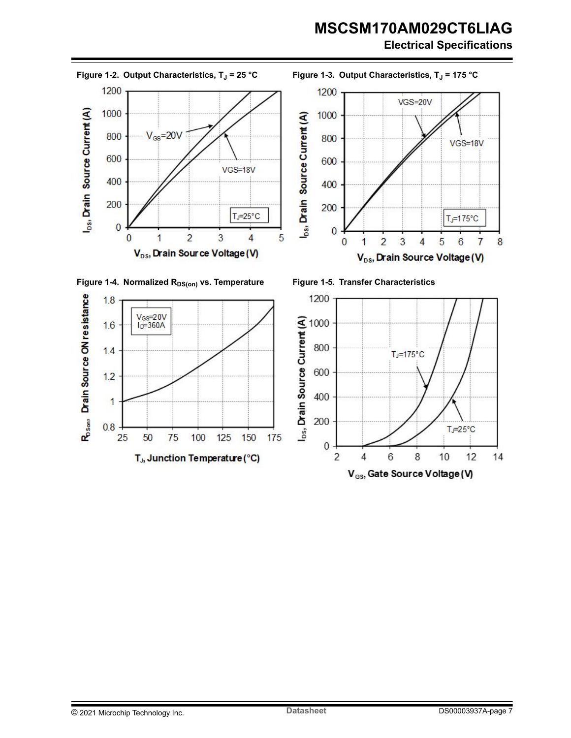Figure 1-2. Output Characteristics, $T_J$ = 25 °C

Figure 1-3. Output Characteristics, $T_J$ = 175 °C

Figure 1-4. Normalized $R_{DS(on)}$ vs. Temperature

Figure 1-5. Transfer Characteristics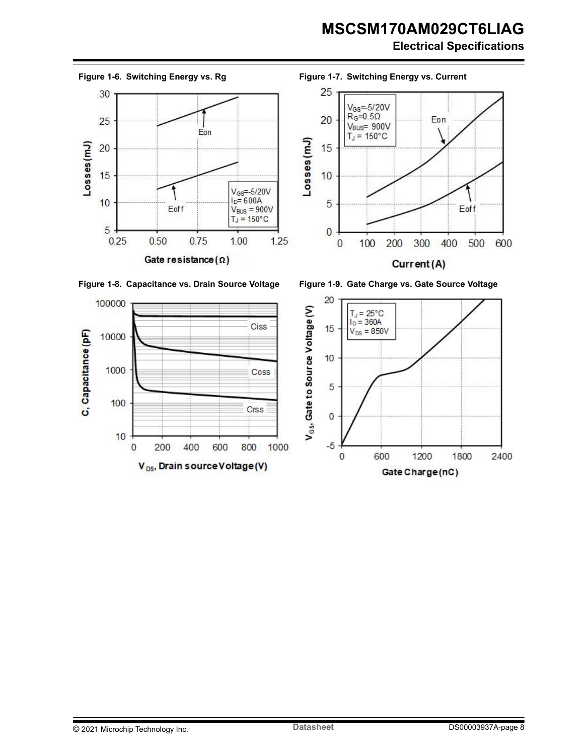Figure 1-6. Switching Energy vs. Rg

Figure 1-7. Switching Energy vs. Current

Figure 1-8. Capacitance vs. Drain Source Voltage

Figure 1-9. Gate Charge vs. Gate Source Voltage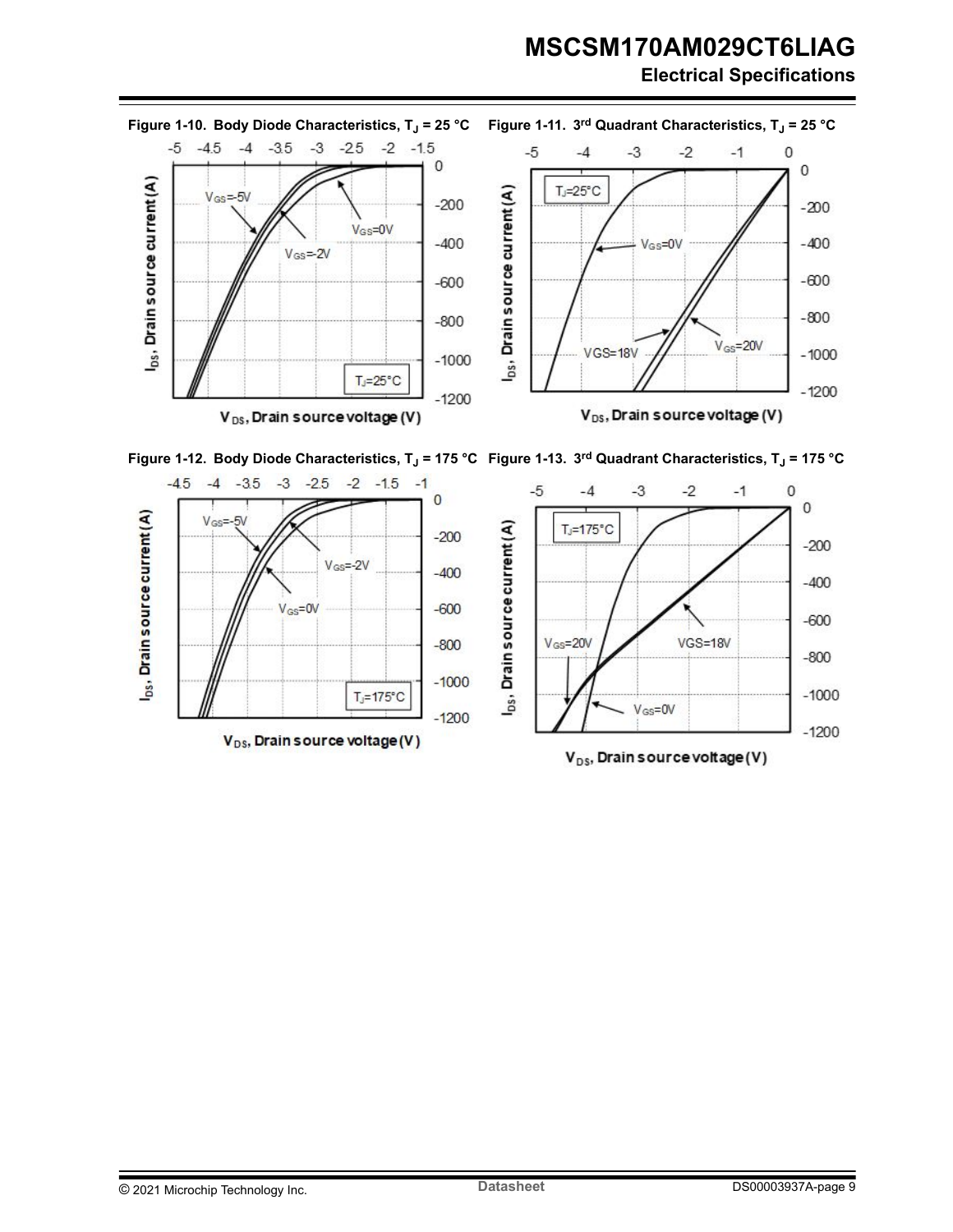Figure 1-10. Body Diode Characteristics, $T_J$ = 25 °C

Figure 1-11. 3rd Quadrant Characteristics, $T_J$ = 25 °C

Figure 1-12. Body Diode Characteristics, $T_J$ = 175 °C

Figure 1-13. 3rd Quadrant Characteristics, $T_J$ = 175 °C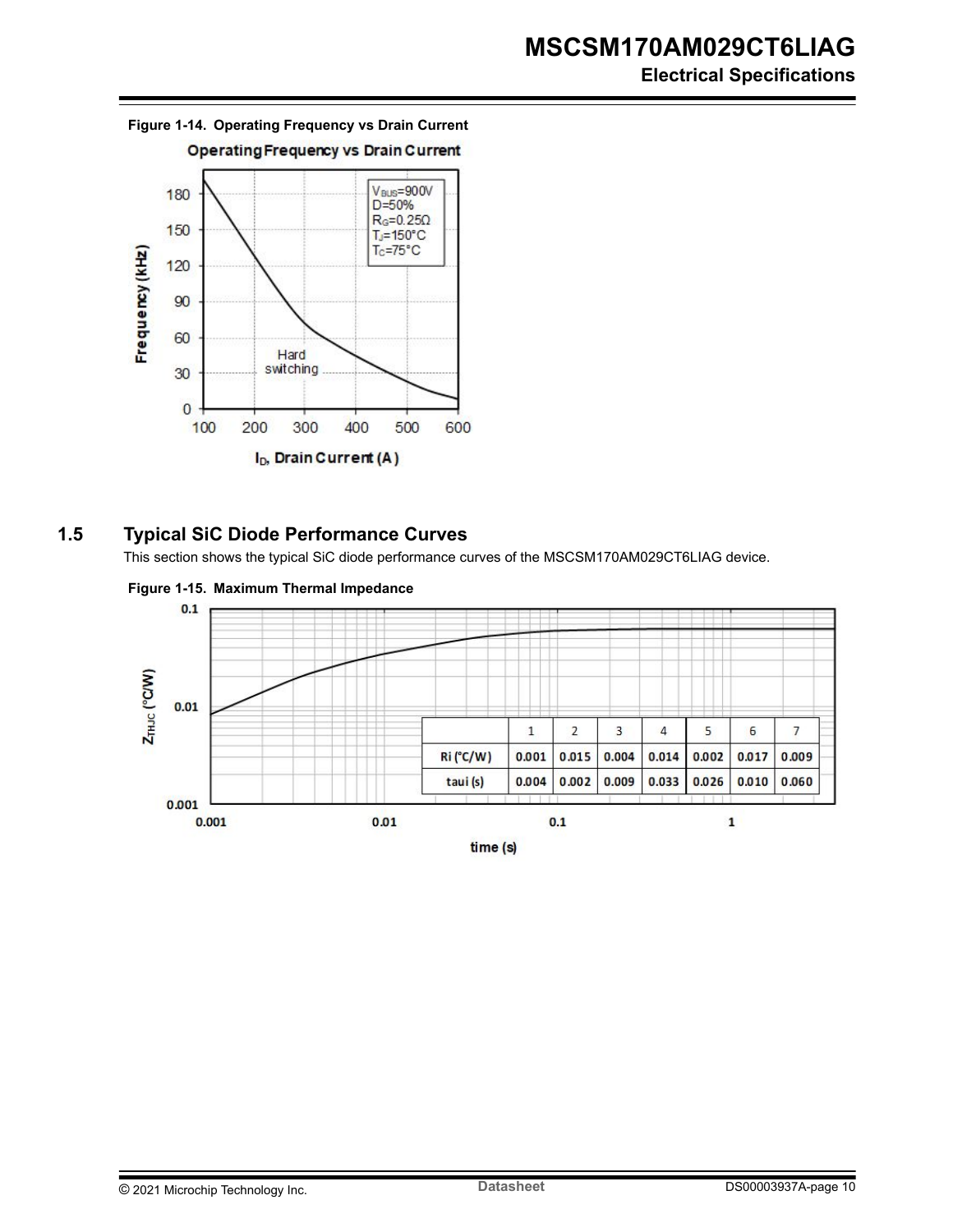**Figure 1-14. Operating Frequency vs Drain Current**

## 1.5 Typical SiC Diode Performance Curves

This section shows the typical SiC diode performance curves of the MSCSM170AM029CT6LIAG device.

**Figure 1-15. Maximum Thermal Impedance**

| | 1 | 2 | 3 | 4 | 5 | 6 | 7 |
|---|---|---|---|---|---|---|---|
| Ri (°C/W) | 0.001 | 0.015 | 0.004 | 0.014 | 0.002 | 0.017 | 0.009 |
| taui (s) | 0.004 | 0.002 | 0.009 | 0.033 | 0.026 | 0.010 | 0.060 |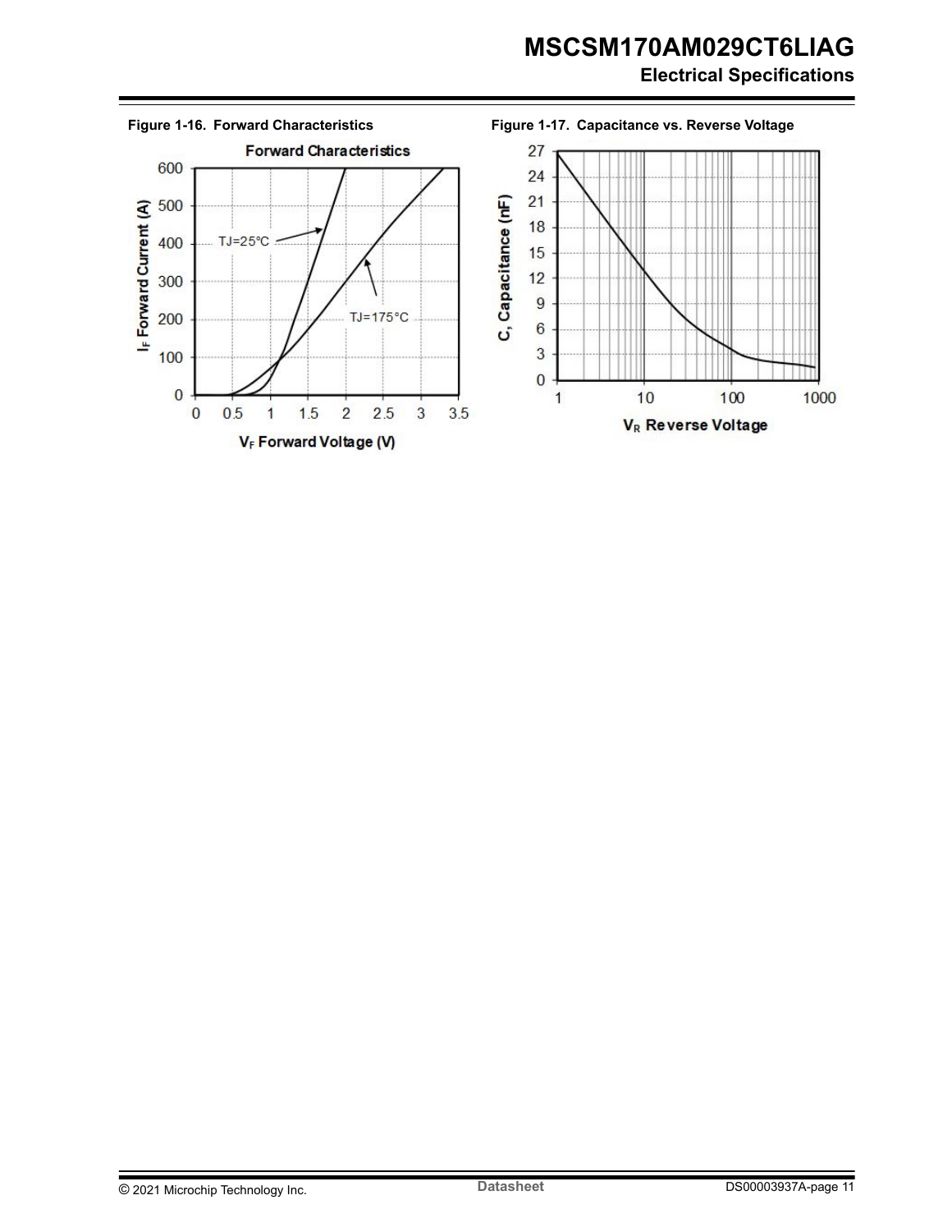**Figure 1-16. Forward Characteristics**

**Figure 1-17. Capacitance vs. Reverse Voltage**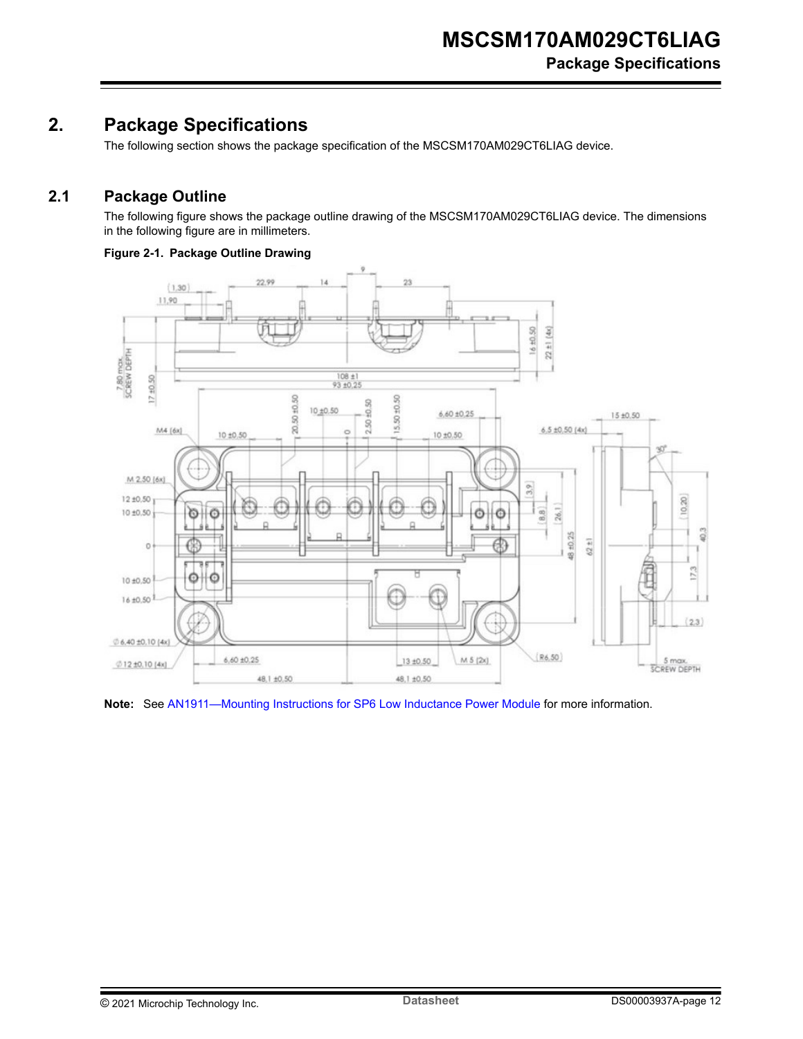# 2. Package Specifications

The following section shows the package specification of the MSCSM170AM029CT6LIAG device.

## 2.1 Package Outline

The following figure shows the package outline drawing of the MSCSM170AM029CT6LIAG device. The dimensions in the following figure are in millimeters.

**Figure 2-1. Package Outline Drawing**

**Note:** See AN1911—Mounting Instructions for SP6 Low Inductance Power Module for more information.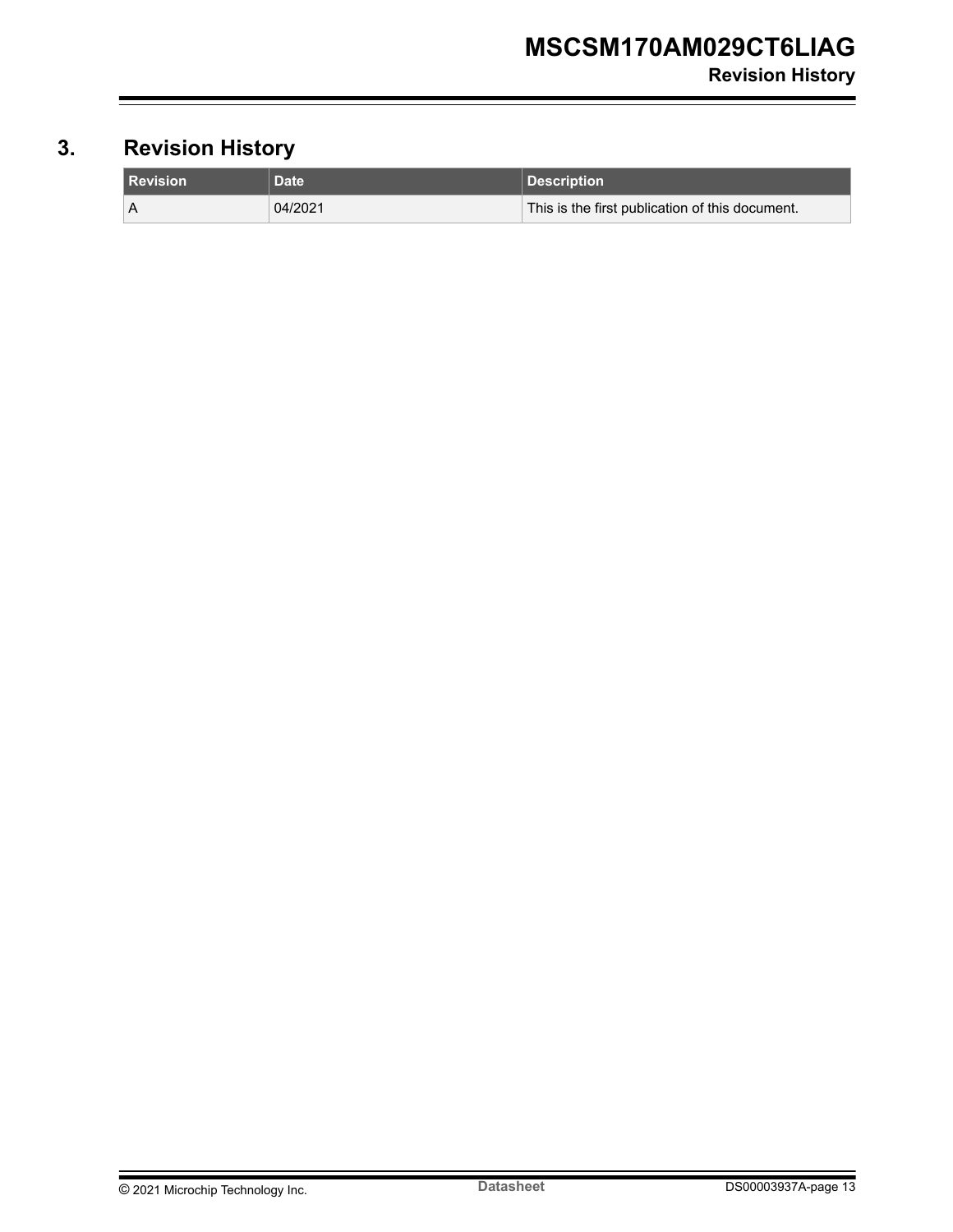# 3. Revision History

| Revision | Date | Description |
| --- | --- | --- |
| A | 04/2021 | This is the first publication of this document. |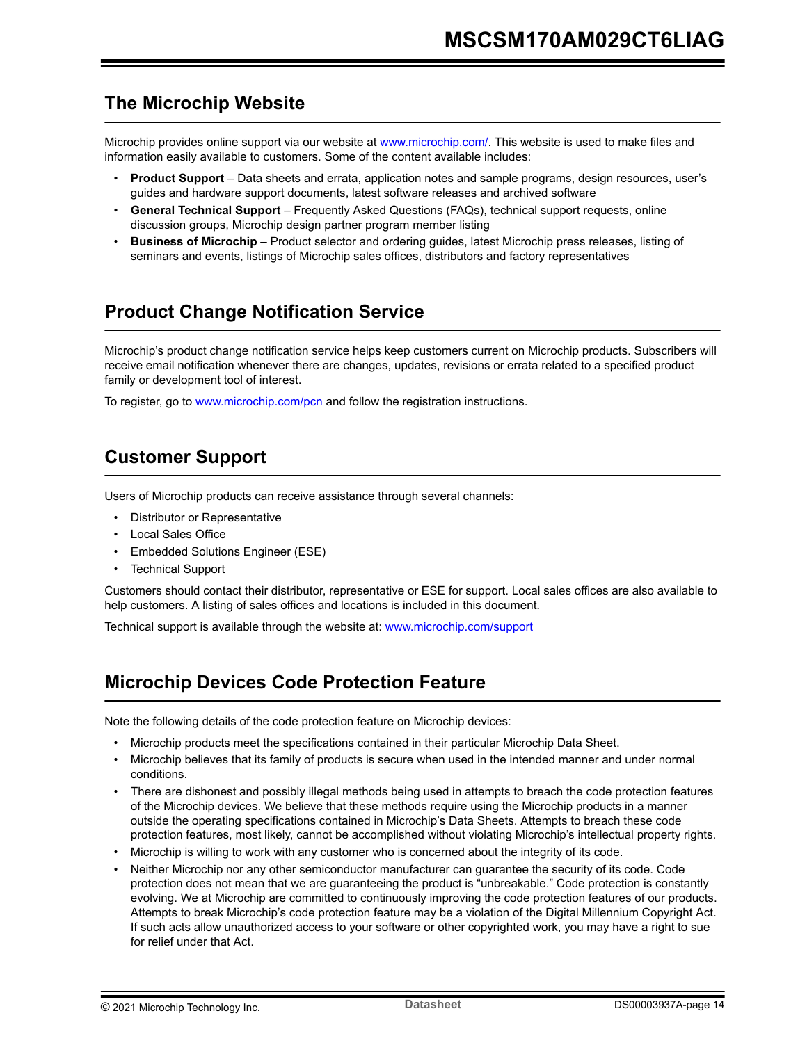## The Microchip Website

Microchip provides online support via our website at www.microchip.com/. This website is used to make files and information easily available to customers. Some of the content available includes:

- **Product Support** – Data sheets and errata, application notes and sample programs, design resources, user's guides and hardware support documents, latest software releases and archived software
- **General Technical Support** – Frequently Asked Questions (FAQs), technical support requests, online discussion groups, Microchip design partner program member listing
- **Business of Microchip** – Product selector and ordering guides, latest Microchip press releases, listing of seminars and events, listings of Microchip sales offices, distributors and factory representatives

## Product Change Notification Service

Microchip's product change notification service helps keep customers current on Microchip products. Subscribers will receive email notification whenever there are changes, updates, revisions or errata related to a specified product family or development tool of interest.

To register, go to www.microchip.com/pcn and follow the registration instructions.

## Customer Support

Users of Microchip products can receive assistance through several channels:

- Distributor or Representative
- Local Sales Office
- Embedded Solutions Engineer (ESE)
- Technical Support

Customers should contact their distributor, representative or ESE for support. Local sales offices are also available to help customers. A listing of sales offices and locations is included in this document.

Technical support is available through the website at: www.microchip.com/support

## Microchip Devices Code Protection Feature

Note the following details of the code protection feature on Microchip devices:

- Microchip products meet the specifications contained in their particular Microchip Data Sheet.
- Microchip believes that its family of products is secure when used in the intended manner and under normal conditions.
- There are dishonest and possibly illegal methods being used in attempts to breach the code protection features of the Microchip devices. We believe that these methods require using the Microchip products in a manner outside the operating specifications contained in Microchip's Data Sheets. Attempts to breach these code protection features, most likely, cannot be accomplished without violating Microchip's intellectual property rights.
- Microchip is willing to work with any customer who is concerned about the integrity of its code.
- Neither Microchip nor any other semiconductor manufacturer can guarantee the security of its code. Code protection does not mean that we are guaranteeing the product is "unbreakable." Code protection is constantly evolving. We at Microchip are committed to continuously improving the code protection features of our products. Attempts to break Microchip's code protection feature may be a violation of the Digital Millennium Copyright Act. If such acts allow unauthorized access to your software or other copyrighted work, you may have a right to sue for relief under that Act.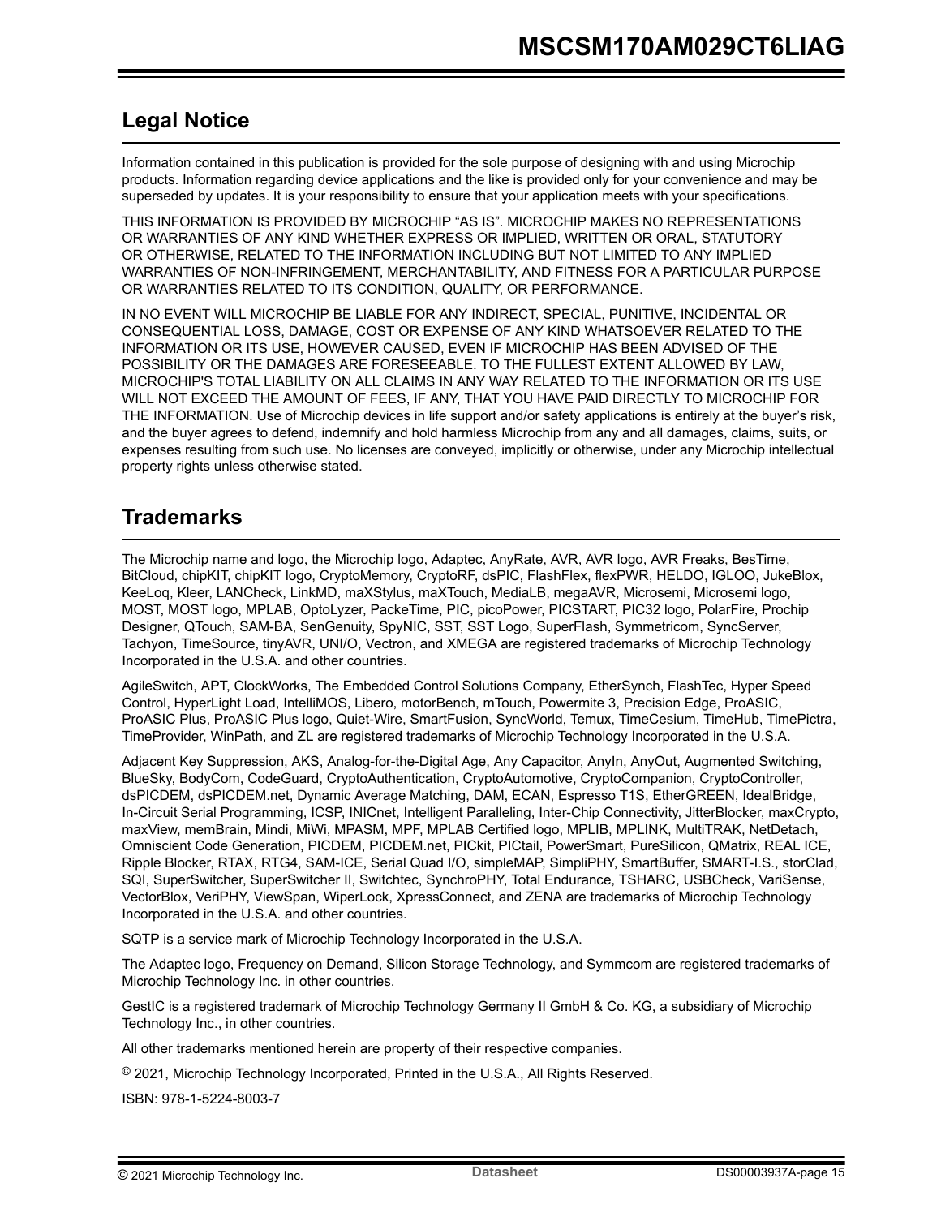## Legal Notice

Information contained in this publication is provided for the sole purpose of designing with and using Microchip products. Information regarding device applications and the like is provided only for your convenience and may be superseded by updates. It is your responsibility to ensure that your application meets with your specifications.

THIS INFORMATION IS PROVIDED BY MICROCHIP "AS IS". MICROCHIP MAKES NO REPRESENTATIONS OR WARRANTIES OF ANY KIND WHETHER EXPRESS OR IMPLIED, WRITTEN OR ORAL, STATUTORY OR OTHERWISE, RELATED TO THE INFORMATION INCLUDING BUT NOT LIMITED TO ANY IMPLIED WARRANTIES OF NON-INFRINGEMENT, MERCHANTABILITY, AND FITNESS FOR A PARTICULAR PURPOSE OR WARRANTIES RELATED TO ITS CONDITION, QUALITY, OR PERFORMANCE.

IN NO EVENT WILL MICROCHIP BE LIABLE FOR ANY INDIRECT, SPECIAL, PUNITIVE, INCIDENTAL OR CONSEQUENTIAL LOSS, DAMAGE, COST OR EXPENSE OF ANY KIND WHATSOEVER RELATED TO THE INFORMATION OR ITS USE, HOWEVER CAUSED, EVEN IF MICROCHIP HAS BEEN ADVISED OF THE POSSIBILITY OR THE DAMAGES ARE FORESEEABLE. TO THE FULLEST EXTENT ALLOWED BY LAW, MICROCHIP'S TOTAL LIABILITY ON ALL CLAIMS IN ANY WAY RELATED TO THE INFORMATION OR ITS USE WILL NOT EXCEED THE AMOUNT OF FEES, IF ANY, THAT YOU HAVE PAID DIRECTLY TO MICROCHIP FOR THE INFORMATION. Use of Microchip devices in life support and/or safety applications is entirely at the buyer's risk, and the buyer agrees to defend, indemnify and hold harmless Microchip from any and all damages, claims, suits, or expenses resulting from such use. No licenses are conveyed, implicitly or otherwise, under any Microchip intellectual property rights unless otherwise stated.

## Trademarks

The Microchip name and logo, the Microchip logo, Adaptec, AnyRate, AVR, AVR logo, AVR Freaks, BesTime, BitCloud, chipKIT, chipKIT logo, CryptoMemory, CryptoRF, dsPIC, FlashFlex, flexPWR, HELDO, IGLOO, JukeBlox, KeeLoq, Kleer, LANCheck, LinkMD, maXStylus, maXTouch, MediaLB, megaAVR, Microsemi, Microsemi logo, MOST, MOST logo, MPLAB, OptoLyzer, PackeTime, PIC, picoPower, PICSTART, PIC32 logo, PolarFire, Prochip Designer, QTouch, SAM-BA, SenGenuity, SpyNIC, SST, SST Logo, SuperFlash, Symmetricom, SyncServer, Tachyon, TimeSource, tinyAVR, UNI/O, Vectron, and XMEGA are registered trademarks of Microchip Technology Incorporated in the U.S.A. and other countries.

AgileSwitch, APT, ClockWorks, The Embedded Control Solutions Company, EtherSynch, FlashTec, Hyper Speed Control, HyperLight Load, IntelliMOS, Libero, motorBench, mTouch, Powermite 3, Precision Edge, ProASIC, ProASIC Plus, ProASIC Plus logo, Quiet-Wire, SmartFusion, SyncWorld, Temux, TimeCesium, TimeHub, TimePictra, TimeProvider, WinPath, and ZL are registered trademarks of Microchip Technology Incorporated in the U.S.A.

Adjacent Key Suppression, AKS, Analog-for-the-Digital Age, Any Capacitor, AnyIn, AnyOut, Augmented Switching, BlueSky, BodyCom, CodeGuard, CryptoAuthentication, CryptoAutomotive, CryptoCompanion, CryptoController, dsPICDEM, dsPICDEM.net, Dynamic Average Matching, DAM, ECAN, Espresso T1S, EtherGREEN, IdealBridge, In-Circuit Serial Programming, ICSP, INICnet, Intelligent Paralleling, Inter-Chip Connectivity, JitterBlocker, maxCrypto, maxView, memBrain, Mindi, MiWi, MPASM, MPF, MPLAB Certified logo, MPLIB, MPLINK, MultiTRAK, NetDetach, Omniscient Code Generation, PICDEM, PICDEM.net, PICkit, PICtail, PowerSmart, PureSilicon, QMatrix, REAL ICE, Ripple Blocker, RTAX, RTG4, SAM-ICE, Serial Quad I/O, simpleMAP, SimpliPHY, SmartBuffer, SMART-I.S., storClad, SQI, SuperSwitcher, SuperSwitcher II, Switchtec, SynchroPHY, Total Endurance, TSHARC, USBCheck, VariSense, VectorBlox, VeriPHY, ViewSpan, WiperLock, XpressConnect, and ZENA are trademarks of Microchip Technology Incorporated in the U.S.A. and other countries.

SQTP is a service mark of Microchip Technology Incorporated in the U.S.A.

The Adaptec logo, Frequency on Demand, Silicon Storage Technology, and Symmcom are registered trademarks of Microchip Technology Inc. in other countries.

GestIC is a registered trademark of Microchip Technology Germany II GmbH & Co. KG, a subsidiary of Microchip Technology Inc., in other countries.

All other trademarks mentioned herein are property of their respective companies.

© 2021, Microchip Technology Incorporated, Printed in the U.S.A., All Rights Reserved.

ISBN: 978-1-5224-8003-7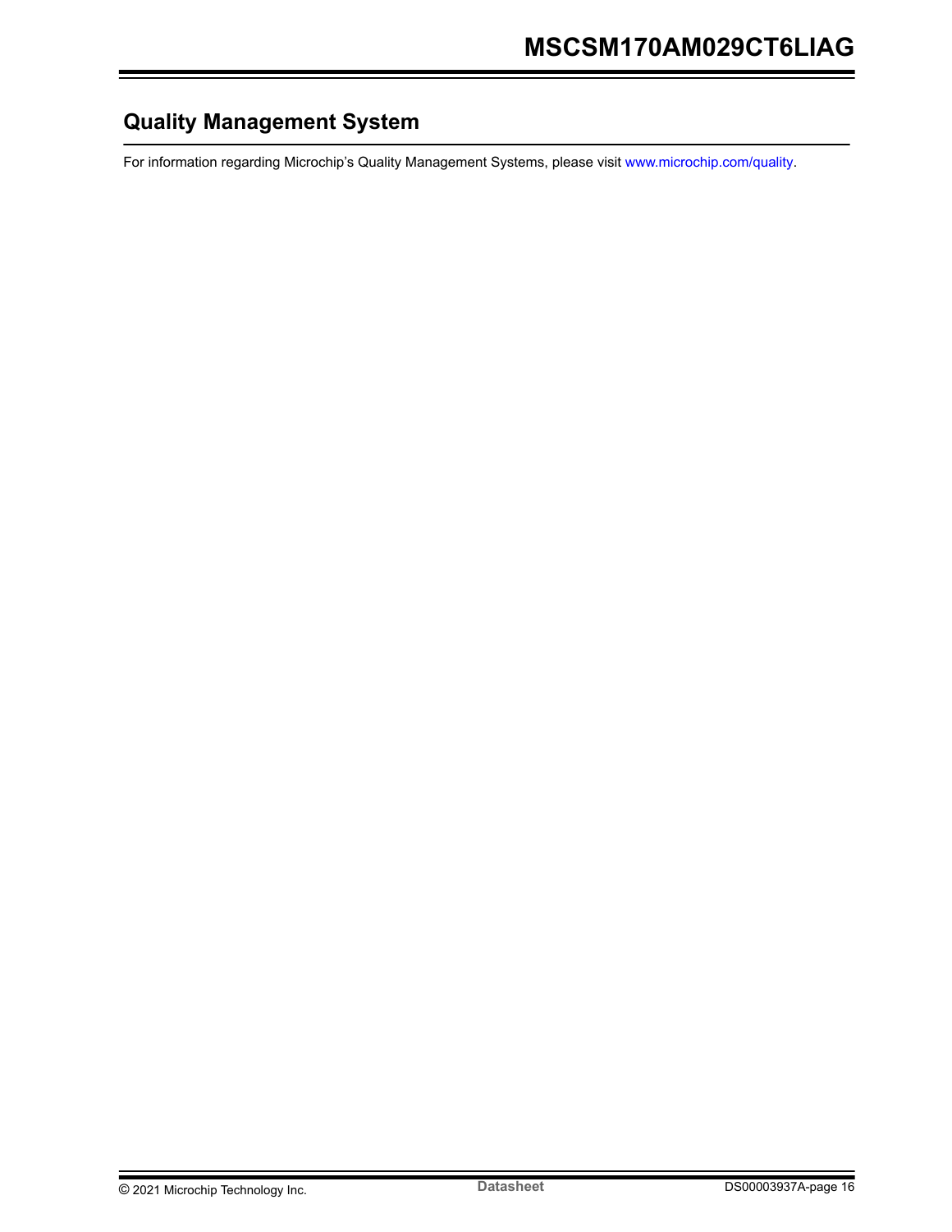## Quality Management System

For information regarding Microchip's Quality Management Systems, please visit www.microchip.com/quality.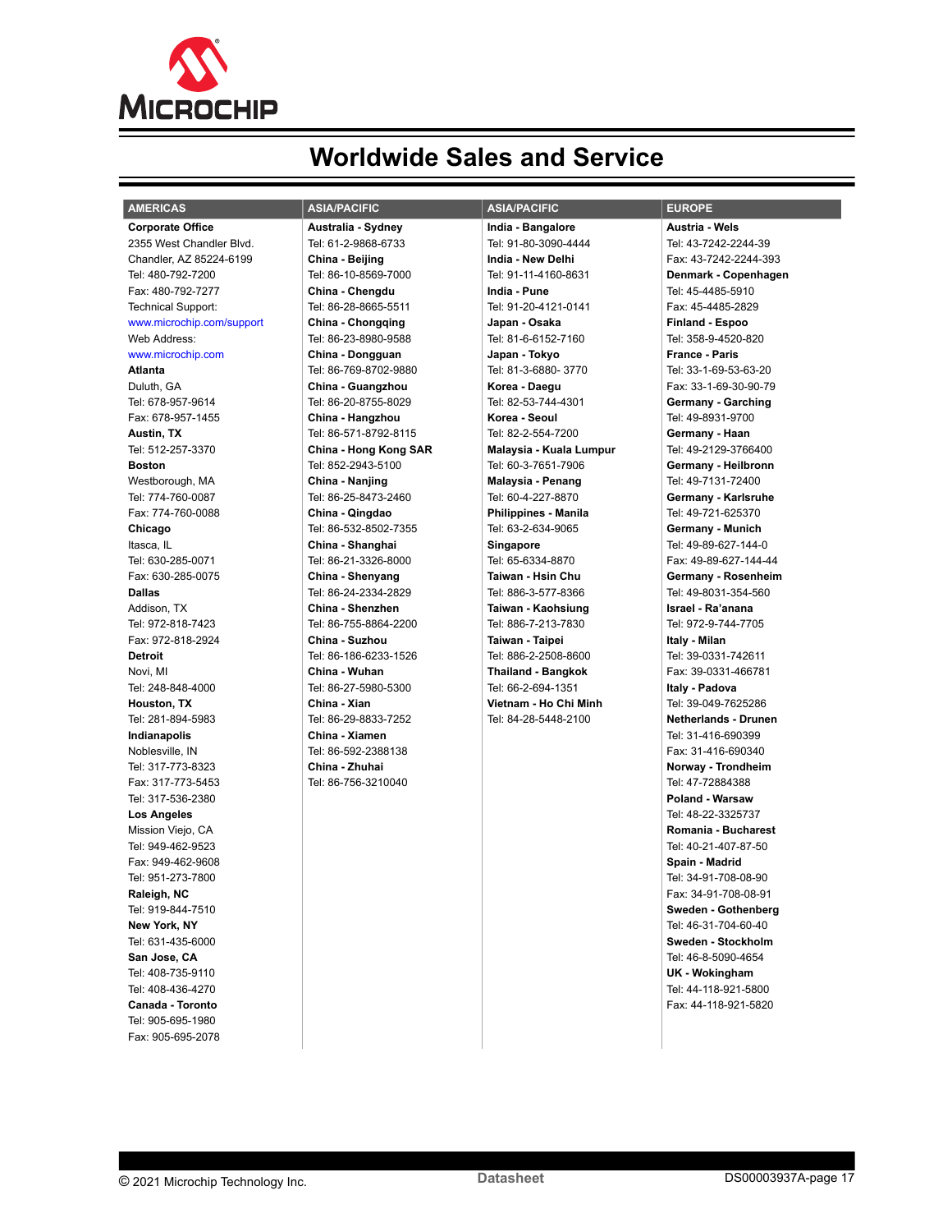# Worldwide Sales and Service

## AMERICAS

**Corporate Office**
2355 West Chandler Blvd.
Chandler, AZ 85224-6199
Tel: 480-792-7200
Fax: 480-792-7277
Technical Support:
www.microchip.com/support
Web Address:
www.microchip.com

**Atlanta**
Duluth, GA
Tel: 678-957-9614
Fax: 678-957-1455

**Austin, TX**
Tel: 512-257-3370

**Boston**
Westborough, MA
Tel: 774-760-0087
Fax: 774-760-0088

**Chicago**
Itasca, IL
Tel: 630-285-0071
Fax: 630-285-0075

**Dallas**
Addison, TX
Tel: 972-818-7423
Fax: 972-818-2924

**Detroit**
Novi, MI
Tel: 248-848-4000

**Houston, TX**
Tel: 281-894-5983

**Indianapolis**
Noblesville, IN
Tel: 317-773-8323
Fax: 317-773-5453
Tel: 317-536-2380

**Los Angeles**
Mission Viejo, CA
Tel: 949-462-9523
Fax: 949-462-9608
Tel: 951-273-7800

**Raleigh, NC**
Tel: 919-844-7510

**New York, NY**
Tel: 631-435-6000

**San Jose, CA**
Tel: 408-735-9110
Tel: 408-436-4270

**Canada - Toronto**
Tel: 905-695-1980
Fax: 905-695-2078

## ASIA/PACIFIC

**Australia - Sydney**
Tel: 61-2-9868-6733

**China - Beijing**
Tel: 86-10-8569-7000

**China - Chengdu**
Tel: 86-28-8665-5511

**China - Chongqing**
Tel: 86-23-8980-9588

**China - Dongguan**
Tel: 86-769-8702-9880

**China - Guangzhou**
Tel: 86-20-8755-8029

**China - Hangzhou**
Tel: 86-571-8792-8115

**China - Hong Kong SAR**
Tel: 852-2943-5100

**China - Nanjing**
Tel: 86-25-8473-2460

**China - Qingdao**
Tel: 86-532-8502-7355

**China - Shanghai**
Tel: 86-21-3326-8000

**China - Shenyang**
Tel: 86-24-2334-2829

**China - Shenzhen**
Tel: 86-755-8864-2200

**China - Suzhou**
Tel: 86-186-6233-1526

**China - Wuhan**
Tel: 86-27-5980-5300

**China - Xian**
Tel: 86-29-8833-7252

**China - Xiamen**
Tel: 86-592-2388138

**China - Zhuhai**
Tel: 86-756-3210040

## ASIA/PACIFIC

**India - Bangalore**
Tel: 91-80-3090-4444

**India - New Delhi**
Tel: 91-11-4160-8631

**India - Pune**
Tel: 91-20-4121-0141

**Japan - Osaka**
Tel: 81-6-6152-7160

**Japan - Tokyo**
Tel: 81-3-6880- 3770

**Korea - Daegu**
Tel: 82-53-744-4301

**Korea - Seoul**
Tel: 82-2-554-7200

**Malaysia - Kuala Lumpur**
Tel: 60-3-7651-7906

**Malaysia - Penang**
Tel: 60-4-227-8870

**Philippines - Manila**
Tel: 63-2-634-9065

**Singapore**
Tel: 65-6334-8870

**Taiwan - Hsin Chu**
Tel: 886-3-577-8366

**Taiwan - Kaohsiung**
Tel: 886-7-213-7830

**Taiwan - Taipei**
Tel: 886-2-2508-8600

**Thailand - Bangkok**
Tel: 66-2-694-1351

**Vietnam - Ho Chi Minh**
Tel: 84-28-5448-2100

## EUROPE

**Austria - Wels**
Tel: 43-7242-2244-39
Fax: 43-7242-2244-393

**Denmark - Copenhagen**
Tel: 45-4485-5910
Fax: 45-4485-2829

**Finland - Espoo**
Tel: 358-9-4520-820

**France - Paris**
Tel: 33-1-69-53-63-20
Fax: 33-1-69-30-90-79

**Germany - Garching**
Tel: 49-8931-9700

**Germany - Haan**
Tel: 49-2129-3766400

**Germany - Heilbronn**
Tel: 49-7131-72400

**Germany - Karlsruhe**
Tel: 49-721-625370

**Germany - Munich**
Tel: 49-89-627-144-0
Fax: 49-89-627-144-44

**Germany - Rosenheim**
Tel: 49-8031-354-560

**Israel - Ra'anana**
Tel: 972-9-744-7705

**Italy - Milan**
Tel: 39-0331-742611
Fax: 39-0331-466781

**Italy - Padova**
Tel: 39-049-7625286

**Netherlands - Drunen**
Tel: 31-416-690399
Fax: 31-416-690340

**Norway - Trondheim**
Tel: 47-72884388

**Poland - Warsaw**
Tel: 48-22-3325737

**Romania - Bucharest**
Tel: 40-21-407-87-50

**Spain - Madrid**
Tel: 34-91-708-08-90
Fax: 34-91-708-08-91

**Sweden - Gothenberg**
Tel: 46-31-704-60-40

**Sweden - Stockholm**
Tel: 46-8-5090-4654

**UK - Wokingham**
Tel: 44-118-921-5800
Fax: 44-118-921-5820